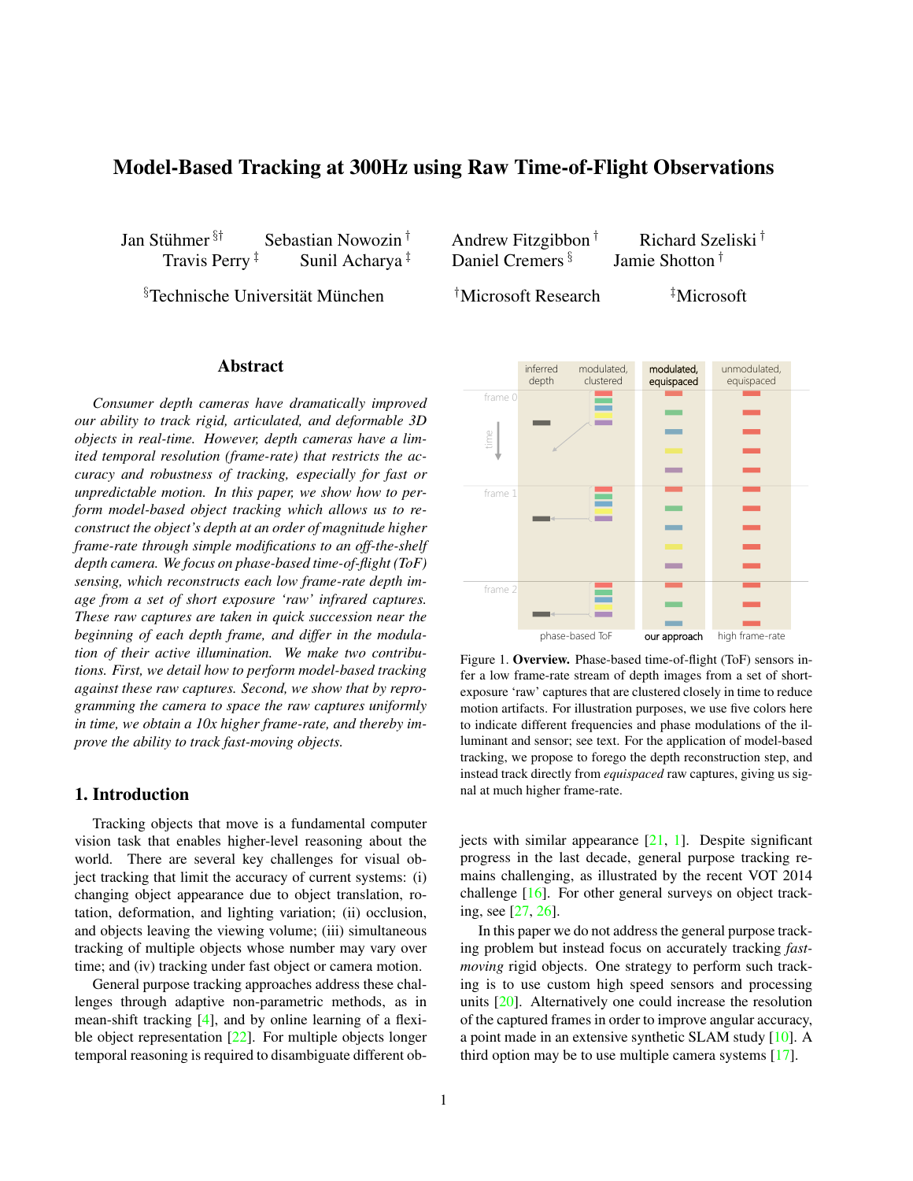# Model-Based Tracking at 300Hz using Raw Time-of-Flight Observations

Jan Stühmer [§†] Sebastian Nowozin [†] Andrew Fitzgibbon [†] Richard Szeliski [†]
Travis Perry [‡] Sunil Acharya [‡] Daniel Cremers [§] Jamie Shotton [†]

[§]Technische Universität München [†]Microsoft Research [‡]Microsoft

## Abstract

*Consumer depth cameras have dramatically improved our ability to track rigid, articulated, and deformable 3D objects in real-time. However, depth cameras have a limited temporal resolution (frame-rate) that restricts the accuracy and robustness of tracking, especially for fast or unpredictable motion. In this paper, we show how to perform model-based object tracking which allows us to reconstruct the object's depth at an order of magnitude higher frame-rate through simple modifications to an off-the-shelf depth camera. We focus on phase-based time-of-flight (ToF) sensing, which reconstructs each low frame-rate depth image from a set of short exposure 'raw' infrared captures. These raw captures are taken in quick succession near the beginning of each depth frame, and differ in the modulation of their active illumination. We make two contributions. First, we detail how to perform model-based tracking against these raw captures. Second, we show that by reprogramming the camera to space the raw captures uniformly in time, we obtain a 10x higher frame-rate, and thereby improve the ability to track fast-moving objects.*

inferred depth | modulated, clustered | modulated, equispaced | unmodulated, equispaced

frame 0

time

frame 1

frame 2

phase-based ToF | our approach | high frame-rate

Figure 1. **Overview.** Phase-based time-of-flight (ToF) sensors infer a low frame-rate stream of depth images from a set of short-exposure 'raw' captures that are clustered closely in time to reduce motion artifacts. For illustration purposes, we use five colors here to indicate different frequencies and phase modulations of the illuminant and sensor; see text. For the application of model-based tracking, we propose to forego the depth reconstruction step, and instead track directly from *equispaced* raw captures, giving us signal at much higher frame-rate.

## 1. Introduction

Tracking objects that move is a fundamental computer vision task that enables higher-level reasoning about the world. There are several key challenges for visual object tracking that limit the accuracy of current systems: (i) changing object appearance due to object translation, rotation, deformation, and lighting variation; (ii) occlusion, and objects leaving the viewing volume; (iii) simultaneous tracking of multiple objects whose number may vary over time; and (iv) tracking under fast object or camera motion.

General purpose tracking approaches address these challenges through adaptive non-parametric methods, as in mean-shift tracking [4], and by online learning of a flexible object representation [22]. For multiple objects longer temporal reasoning is required to disambiguate different objects with similar appearance [21, 1]. Despite significant progress in the last decade, general purpose tracking remains challenging, as illustrated by the recent VOT 2014 challenge [16]. For other general surveys on object tracking, see [27, 26].

In this paper we do not address the general purpose tracking problem but instead focus on accurately tracking *fast-moving* rigid objects. One strategy to perform such tracking is to use custom high speed sensors and processing units [20]. Alternatively one could increase the resolution of the captured frames in order to improve angular accuracy, a point made in an extensive synthetic SLAM study [10]. A third option may be to use multiple camera systems [17].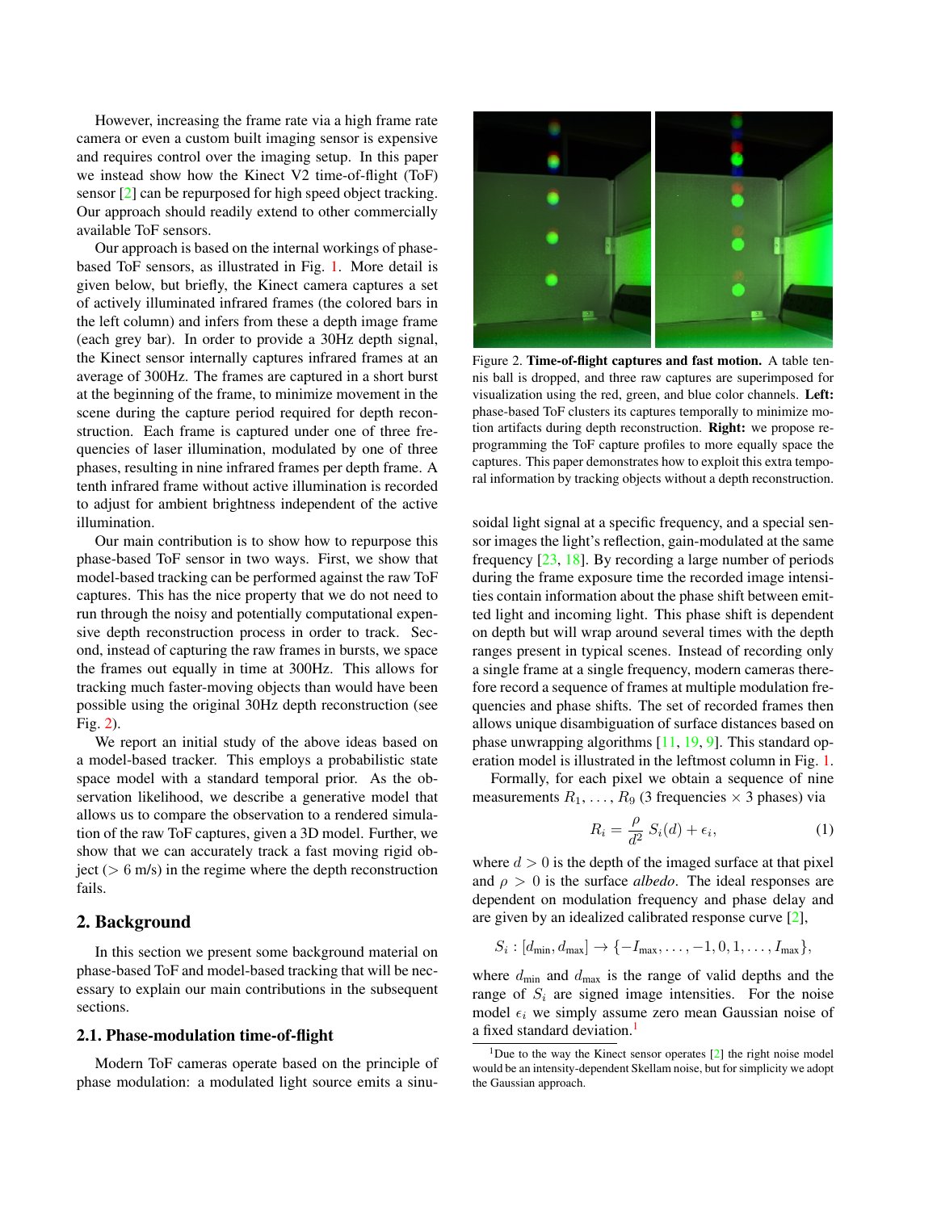However, increasing the frame rate via a high frame rate camera or even a custom built imaging sensor is expensive and requires control over the imaging setup. In this paper we instead show how the Kinect V2 time-of-flight (ToF) sensor [2] can be repurposed for high speed object tracking. Our approach should readily extend to other commercially available ToF sensors.

Our approach is based on the internal workings of phase-based ToF sensors, as illustrated in Fig. 1. More detail is given below, but briefly, the Kinect camera captures a set of actively illuminated infrared frames (the colored bars in the left column) and infers from these a depth image frame (each grey bar). In order to provide a 30Hz depth signal, the Kinect sensor internally captures infrared frames at an average of 300Hz. The frames are captured in a short burst at the beginning of the frame, to minimize movement in the scene during the capture period required for depth reconstruction. Each frame is captured under one of three frequencies of laser illumination, modulated by one of three phases, resulting in nine infrared frames per depth frame. A tenth infrared frame without active illumination is recorded to adjust for ambient brightness independent of the active illumination.

Our main contribution is to show how to repurpose this phase-based ToF sensor in two ways. First, we show that model-based tracking can be performed against the raw ToF captures. This has the nice property that we do not need to run through the noisy and potentially computational expensive depth reconstruction process in order to track. Second, instead of capturing the raw frames in bursts, we space the frames out equally in time at 300Hz. This allows for tracking much faster-moving objects than would have been possible using the original 30Hz depth reconstruction (see Fig. 2).

We report an initial study of the above ideas based on a model-based tracker. This employs a probabilistic state space model with a standard temporal prior. As the observation likelihood, we describe a generative model that allows us to compare the observation to a rendered simulation of the raw ToF captures, given a 3D model. Further, we show that we can accurately track a fast moving rigid object ($>$ 6 m/s) in the regime where the depth reconstruction fails.

Figure 2. **Time-of-flight captures and fast motion.** A table tennis ball is dropped, and three raw captures are superimposed for visualization using the red, green, and blue color channels. **Left:** phase-based ToF clusters its captures temporally to minimize motion artifacts during depth reconstruction. **Right:** we propose reprogramming the ToF capture profiles to more equally space the captures. This paper demonstrates how to exploit this extra temporal information by tracking objects without a depth reconstruction.

## 2. Background

In this section we present some background material on phase-based ToF and model-based tracking that will be necessary to explain our main contributions in the subsequent sections.

### 2.1. Phase-modulation time-of-flight

Modern ToF cameras operate based on the principle of phase modulation: a modulated light source emits a sinusoidal light signal at a specific frequency, and a special sensor images the light's reflection, gain-modulated at the same frequency [23, 18]. By recording a large number of periods during the frame exposure time the recorded image intensities contain information about the phase shift between emitted light and incoming light. This phase shift is dependent on depth but will wrap around several times with the depth ranges present in typical scenes. Instead of recording only a single frame at a single frequency, modern cameras therefore record a sequence of frames at multiple modulation frequencies and phase shifts. The set of recorded frames then allows unique disambiguation of surface distances based on phase unwrapping algorithms [11, 19, 9]. This standard operation model is illustrated in the leftmost column in Fig. 1.

Formally, for each pixel we obtain a sequence of nine measurements $R_1, \ldots, R_9$ (3 frequencies $\times$ 3 phases) via

$$R_i = \frac{\rho}{d^2} \, S_i(d) + \epsilon_i, \tag{1}$$

where $d > 0$ is the depth of the imaged surface at that pixel and $\rho > 0$ is the surface *albedo*. The ideal responses are dependent on modulation frequency and phase delay and are given by an idealized calibrated response curve [2],

$$S_i : [d_{\text{min}}, d_{\text{max}}] \to \{-I_{\text{max}}, \ldots, -1, 0, 1, \ldots, I_{\text{max}}\},$$

where $d_{\text{min}}$ and $d_{\text{max}}$ is the range of valid depths and the range of $S_i$ are signed image intensities. For the noise model $\epsilon_i$ we simply assume zero mean Gaussian noise of a fixed standard deviation.[1]

[1] Due to the way the Kinect sensor operates [2] the right noise model would be an intensity-dependent Skellam noise, but for simplicity we adopt the Gaussian approach.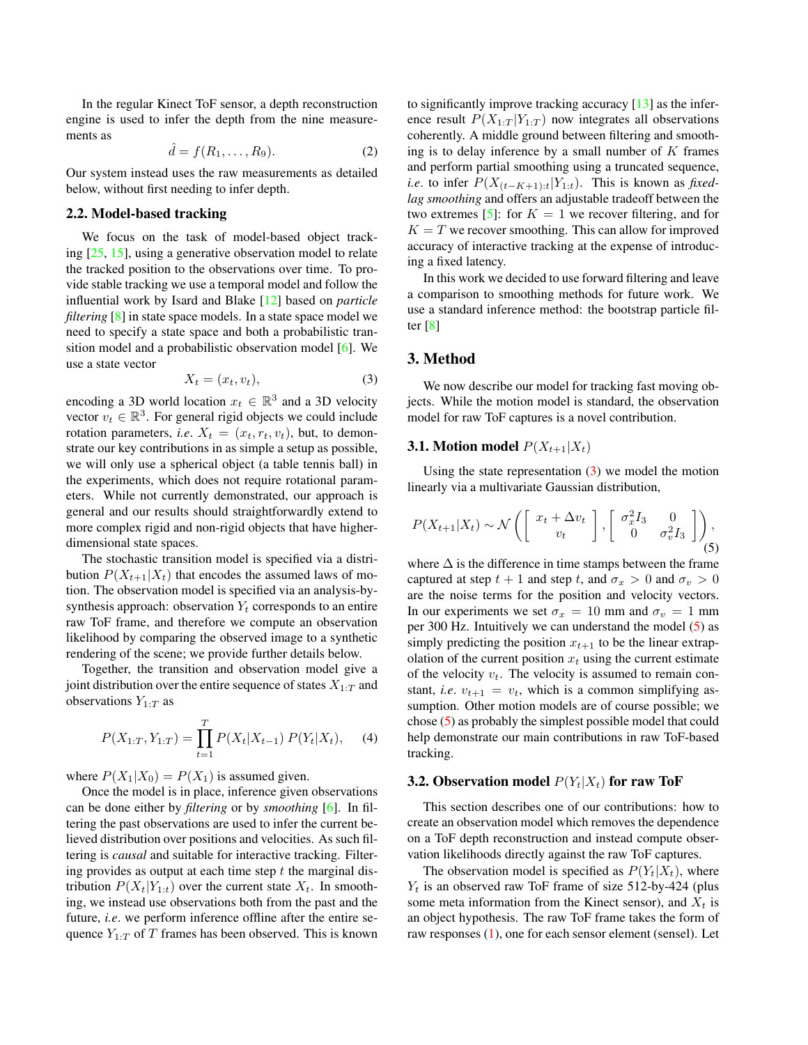In the regular Kinect ToF sensor, a depth reconstruction engine is used to infer the depth from the nine measurements as

$$\hat{d} = f(R_1, \ldots, R_9). \tag{2}$$

Our system instead uses the raw measurements as detailed below, without first needing to infer depth.

### 2.2. Model-based tracking

We focus on the task of model-based object tracking [25, 15], using a generative observation model to relate the tracked position to the observations over time. To provide stable tracking we use a temporal model and follow the influential work by Isard and Blake [12] based on *particle filtering* [8] in state space models. In a state space model we need to specify a state space and both a probabilistic transition model and a probabilistic observation model [6]. We use a state vector

$$X_t = (x_t, v_t), \tag{3}$$

encoding a 3D world location $x_t \in \mathbb{R}^3$ and a 3D velocity vector $v_t \in \mathbb{R}^3$. For general rigid objects we could include rotation parameters, *i.e.* $X_t = (x_t, r_t, v_t)$, but, to demonstrate our key contributions in as simple a setup as possible, we will only use a spherical object (a table tennis ball) in the experiments, which does not require rotational parameters. While not currently demonstrated, our approach is general and our results should straightforwardly extend to more complex rigid and non-rigid objects that have higher-dimensional state spaces.

The stochastic transition model is specified via a distribution $P(X_{t+1}|X_t)$ that encodes the assumed laws of motion. The observation model is specified via an analysis-by-synthesis approach: observation $Y_t$ corresponds to an entire raw ToF frame, and therefore we compute an observation likelihood by comparing the observed image to a synthetic rendering of the scene; we provide further details below.

Together, the transition and observation model give a joint distribution over the entire sequence of states $X_{1:T}$ and observations $Y_{1:T}$ as

$$P(X_{1:T}, Y_{1:T}) = \prod_{t=1}^{T} P(X_t|X_{t-1})\, P(Y_t|X_t), \tag{4}$$

where $P(X_1|X_0) = P(X_1)$ is assumed given.

Once the model is in place, inference given observations can be done either by *filtering* or by *smoothing* [6]. In filtering the past observations are used to infer the current believed distribution over positions and velocities. As such filtering is *causal* and suitable for interactive tracking. Filtering provides as output at each time step $t$ the marginal distribution $P(X_t|Y_{1:t})$ over the current state $X_t$. In smoothing, we instead use observations both from the past and the future, *i.e.* we perform inference offline after the entire sequence $Y_{1:T}$ of $T$ frames has been observed. This is known to significantly improve tracking accuracy [13] as the inference result $P(X_{1:T}|Y_{1:T})$ now integrates all observations coherently. A middle ground between filtering and smoothing is to delay inference by a small number of $K$ frames and perform partial smoothing using a truncated sequence, *i.e.* to infer $P(X_{(t-K+1):t}|Y_{1:t})$. This is known as *fixed-lag smoothing* and offers an adjustable tradeoff between the two extremes [5]: for $K = 1$ we recover filtering, and for $K = T$ we recover smoothing. This can allow for improved accuracy of interactive tracking at the expense of introducing a fixed latency.

In this work we decided to use forward filtering and leave a comparison to smoothing methods for future work. We use a standard inference method: the bootstrap particle filter [8]

## 3. Method

We now describe our model for tracking fast moving objects. While the motion model is standard, the observation model for raw ToF captures is a novel contribution.

### 3.1. Motion model $P(X_{t+1}|X_t)$

Using the state representation (3) we model the motion linearly via a multivariate Gaussian distribution,

$$P(X_{t+1}|X_t) \sim \mathcal{N}\left( \begin{bmatrix} x_t + \Delta v_t \\ v_t \end{bmatrix}, \begin{bmatrix} \sigma_x^2 I_3 & 0 \\ 0 & \sigma_v^2 I_3 \end{bmatrix} \right), \tag{5}$$

where $\Delta$ is the difference in time stamps between the frame captured at step $t+1$ and step $t$, and $\sigma_x > 0$ and $\sigma_v > 0$ are the noise terms for the position and velocity vectors. In our experiments we set $\sigma_x = 10$ mm and $\sigma_v = 1$ mm per 300 Hz. Intuitively we can understand the model (5) as simply predicting the position $x_{t+1}$ to be the linear extrapolation of the current position $x_t$ using the current estimate of the velocity $v_t$. The velocity is assumed to remain constant, *i.e.* $v_{t+1} = v_t$, which is a common simplifying assumption. Other motion models are of course possible; we chose (5) as probably the simplest possible model that could help demonstrate our main contributions in raw ToF-based tracking.

### 3.2. Observation model $P(Y_t|X_t)$ for raw ToF

This section describes one of our contributions: how to create an observation model which removes the dependence on a ToF depth reconstruction and instead compute observation likelihoods directly against the raw ToF captures.

The observation model is specified as $P(Y_t|X_t)$, where $Y_t$ is an observed raw ToF frame of size 512-by-424 (plus some meta information from the Kinect sensor), and $X_t$ is an object hypothesis. The raw ToF frame takes the form of raw responses (1), one for each sensor element (sensel). Let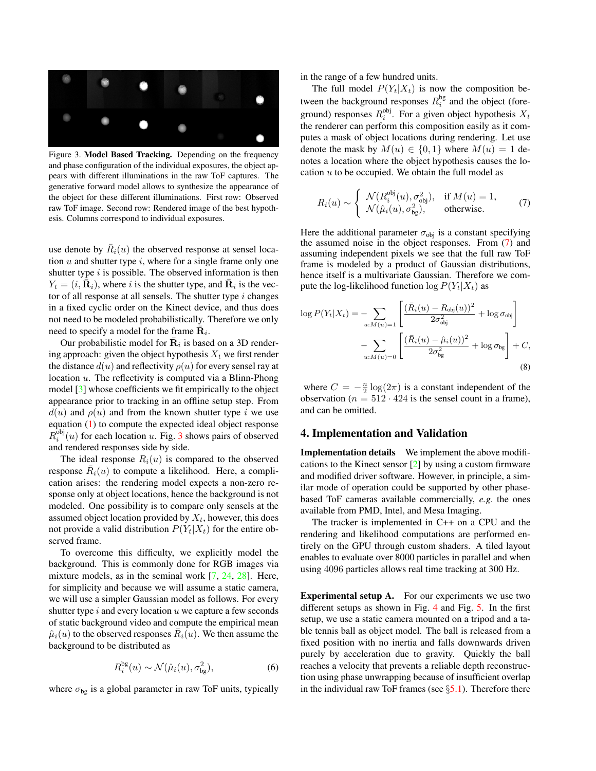Figure 3. **Model Based Tracking.** Depending on the frequency and phase configuration of the individual exposures, the object appears with different illuminations in the raw ToF captures. The generative forward model allows to synthesize the appearance of the object for these different illuminations. First row: Observed raw ToF image. Second row: Rendered image of the best hypothesis. Columns correspond to individual exposures.

use denote by $\bar{R}_i(u)$ the observed response at sensel location $u$ and shutter type $i$, where for a single frame only one shutter type $i$ is possible. The observed information is then $Y_t = (i, \bar{\mathbf{R}}_i)$, where $i$ is the shutter type, and $\bar{\mathbf{R}}_i$ is the vector of all response at all sensels. The shutter type $i$ changes in a fixed cyclic order on the Kinect device, and thus does not need to be modeled probabilistically. Therefore we only need to specify a model for the frame $\bar{\mathbf{R}}_i$.

Our probabilistic model for $\bar{\mathbf{R}}_i$ is based on a 3D rendering approach: given the object hypothesis $X_t$ we first render the distance $d(u)$ and reflectivity $\rho(u)$ for every sensel ray at location $u$. The reflectivity is computed via a Blinn-Phong model [3] whose coefficients we fit empirically to the object appearance prior to tracking in an offline setup step. From $d(u)$ and $\rho(u)$ and from the known shutter type $i$ we use equation (1) to compute the expected ideal object response $R_i^{\text{obj}}(u)$ for each location $u$. Fig. 3 shows pairs of observed and rendered responses side by side.

The ideal response $R_i(u)$ is compared to the observed response $\bar{R}_i(u)$ to compute a likelihood. Here, a complication arises: the rendering model expects a non-zero response only at object locations, hence the background is not modeled. One possibility is to compare only sensels at the assumed object location provided by $X_t$, however, this does not provide a valid distribution $P(Y_t|X_t)$ for the entire observed frame.

To overcome this difficulty, we explicitly model the background. This is commonly done for RGB images via mixture models, as in the seminal work [7, 24, 28]. Here, for simplicity and because we will assume a static camera, we will use a simpler Gaussian model as follows. For every shutter type $i$ and every location $u$ we capture a few seconds of static background video and compute the empirical mean $\hat{\mu}_i(u)$ to the observed responses $\bar{R}_i(u)$. We then assume the background to be distributed as

$$R_i^{\text{bg}}(u) \sim \mathcal{N}(\hat{\mu}_i(u), \sigma_{\text{bg}}^2), \tag{6}$$

where $\sigma_{\text{bg}}$ is a global parameter in raw ToF units, typically in the range of a few hundred units.

The full model $P(Y_t|X_t)$ is now the composition between the background responses $R_i^{\text{bg}}$ and the object (foreground) responses $R_i^{\text{obj}}$. For a given object hypothesis $X_t$ the renderer can perform this composition easily as it computes a mask of object locations during rendering. Let use denote the mask by $M(u) \in \{0, 1\}$ where $M(u) = 1$ denotes a location where the object hypothesis causes the location $u$ to be occupied. We obtain the full model as

$$R_i(u) \sim \begin{cases} \mathcal{N}(R_i^{\text{obj}}(u), \sigma_{\text{obj}}^2), & \text{if } M(u) = 1, \\ \mathcal{N}(\hat{\mu}_i(u), \sigma_{\text{bg}}^2), & \text{otherwise.} \end{cases} \tag{7}$$

Here the additional parameter $\sigma_{\text{obj}}$ is a constant specifying the assumed noise in the object responses. From (7) and assuming independent pixels we see that the full raw ToF frame is modeled by a product of Gaussian distributions, hence itself is a multivariate Gaussian. Therefore we compute the log-likelihood function $\log P(Y_t|X_t)$ as

$$\begin{aligned} \log P(Y_t|X_t) = &- \sum_{u:M(u)=1} \left[ \frac{(\bar{R}_i(u) - R_{\text{obj}}(u))^2}{2\sigma_{\text{obj}}^2} + \log \sigma_{\text{obj}} \right] \\ &- \sum_{u:M(u)=0} \left[ \frac{(\bar{R}_i(u) - \hat{\mu}_i(u))^2}{2\sigma_{\text{bg}}^2} + \log \sigma_{\text{bg}} \right] + C, \end{aligned} \tag{8}$$

where $C = -\frac{n}{2}\log(2\pi)$ is a constant independent of the observation ($n = 512 \cdot 424$ is the sensel count in a frame), and can be omitted.

## 4. Implementation and Validation

**Implementation details** We implement the above modifications to the Kinect sensor [2] by using a custom firmware and modified driver software. However, in principle, a similar mode of operation could be supported by other phase-based ToF cameras available commercially, *e.g.* the ones available from PMD, Intel, and Mesa Imaging.

The tracker is implemented in C++ on a CPU and the rendering and likelihood computations are performed entirely on the GPU through custom shaders. A tiled layout enables to evaluate over 8000 particles in parallel and when using 4096 particles allows real time tracking at 300 Hz.

**Experimental setup A.** For our experiments we use two different setups as shown in Fig. 4 and Fig. 5. In the first setup, we use a static camera mounted on a tripod and a table tennis ball as object model. The ball is released from a fixed position with no inertia and falls downwards driven purely by acceleration due to gravity. Quickly the ball reaches a velocity that prevents a reliable depth reconstruction using phase unwrapping because of insufficient overlap in the individual raw ToF frames (see §5.1). Therefore there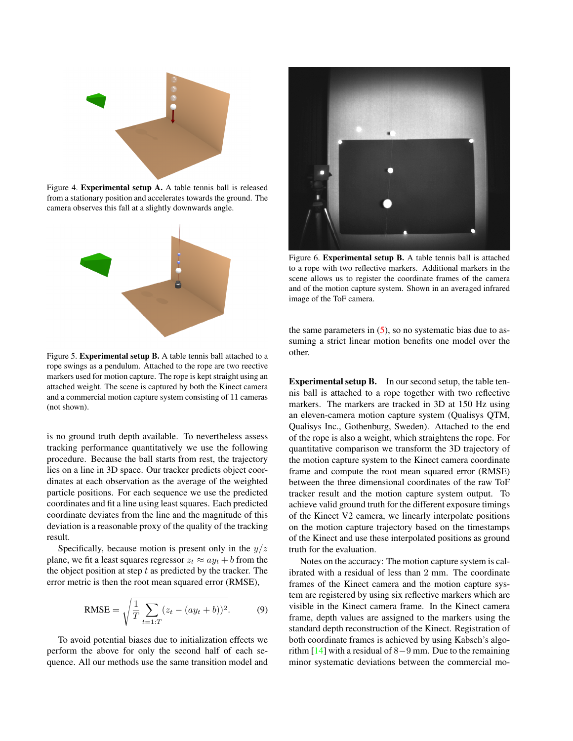Figure 4. **Experimental setup A.** A table tennis ball is released from a stationary position and accelerates towards the ground. The camera observes this fall at a slightly downwards angle.

Figure 5. **Experimental setup B.** A table tennis ball attached to a rope swings as a pendulum. Attached to the rope are two reective markers used for motion capture. The rope is kept straight using an attached weight. The scene is captured by both the Kinect camera and a commercial motion capture system consisting of 11 cameras (not shown).

is no ground truth depth available. To nevertheless assess tracking performance quantitatively we use the following procedure. Because the ball starts from rest, the trajectory lies on a line in 3D space. Our tracker predicts object coordinates at each observation as the average of the weighted particle positions. For each sequence we use the predicted coordinates and fit a line using least squares. Each predicted coordinate deviates from the line and the magnitude of this deviation is a reasonable proxy of the quality of the tracking result.

Specifically, because motion is present only in the $y/z$ plane, we fit a least squares regressor $z_t \approx ay_t + b$ from the the object position at step $t$ as predicted by the tracker. The error metric is then the root mean squared error (RMSE),

$$\text{RMSE} = \sqrt{\frac{1}{T} \sum_{t=1:T} (z_t - (ay_t + b))^2}. \tag{9}$$

To avoid potential biases due to initialization effects we perform the above for only the second half of each sequence. All our methods use the same transition model and the same parameters in (5), so no systematic bias due to assuming a strict linear motion benefits one model over the other.

Figure 6. **Experimental setup B.** A table tennis ball is attached to a rope with two reflective markers. Additional markers in the scene allows us to register the coordinate frames of the camera and of the motion capture system. Shown in an averaged infrared image of the ToF camera.

**Experimental setup B.** In our second setup, the table tennis ball is attached to a rope together with two reflective markers. The markers are tracked in 3D at 150 Hz using an eleven-camera motion capture system (Qualisys QTM, Qualisys Inc., Gothenburg, Sweden). Attached to the end of the rope is also a weight, which straightens the rope. For quantitative comparison we transform the 3D trajectory of the motion capture system to the Kinect camera coordinate frame and compute the root mean squared error (RMSE) between the three dimensional coordinates of the raw ToF tracker result and the motion capture system output. To achieve valid ground truth for the different exposure timings of the Kinect V2 camera, we linearly interpolate positions on the motion capture trajectory based on the timestamps of the Kinect and use these interpolated positions as ground truth for the evaluation.

Notes on the accuracy: The motion capture system is calibrated with a residual of less than 2 mm. The coordinate frames of the Kinect camera and the motion capture system are registered by using six reflective markers which are visible in the Kinect camera frame. In the Kinect camera frame, depth values are assigned to the markers using the standard depth reconstruction of the Kinect. Registration of both coordinate frames is achieved by using Kabsch's algorithm [14] with a residual of $8-9$ mm. Due to the remaining minor systematic deviations between the commercial mo-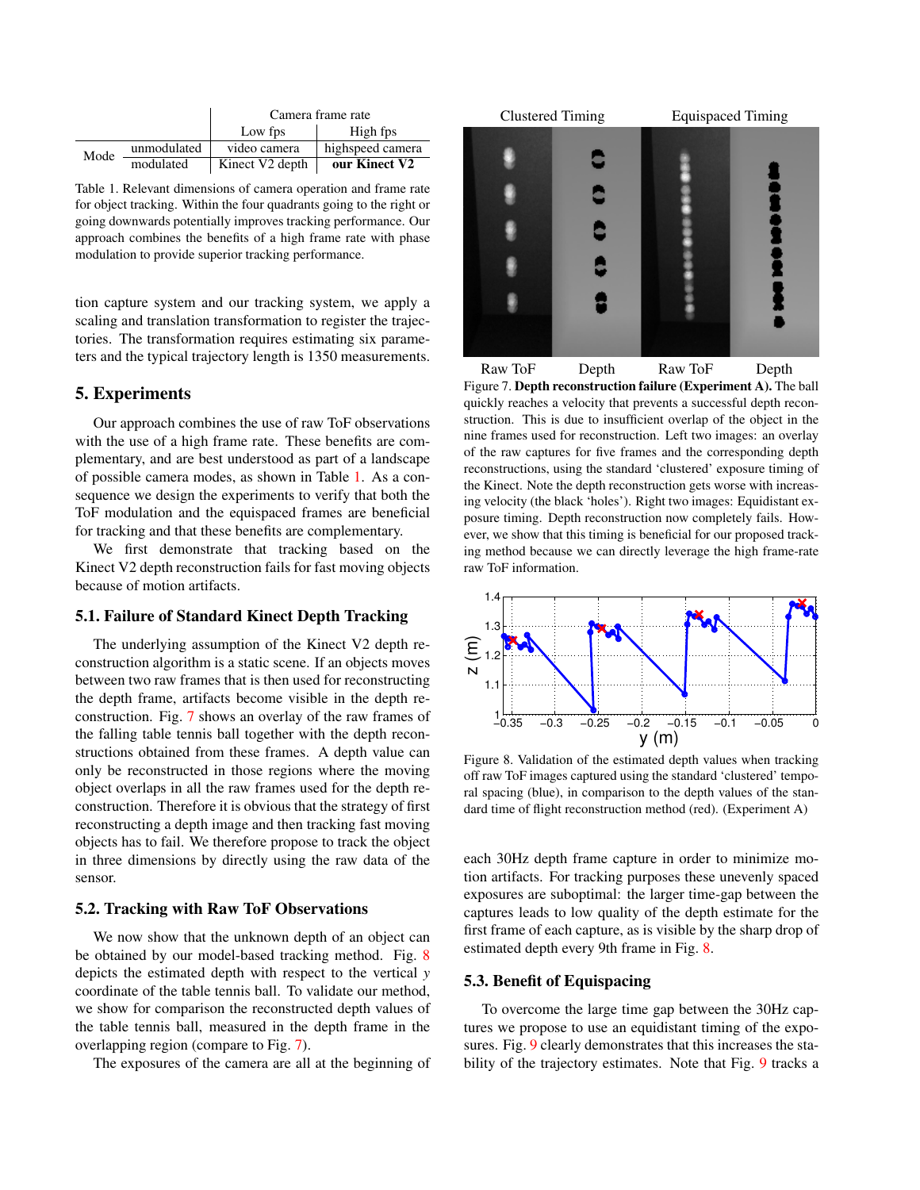| | | Camera frame rate | |
|---|---|---|---|
| | | Low fps | High fps |
| Mode | unmodulated | video camera | highspeed camera |
| | modulated | Kinect V2 depth | **our Kinect V2** |

Table 1. Relevant dimensions of camera operation and frame rate for object tracking. Within the four quadrants going to the right or going downwards potentially improves tracking performance. Our approach combines the benefits of a high frame rate with phase modulation to provide superior tracking performance.

tion capture system and our tracking system, we apply a scaling and translation transformation to register the trajectories. The transformation requires estimating six parameters and the typical trajectory length is 1350 measurements.

## 5. Experiments

Our approach combines the use of raw ToF observations with the use of a high frame rate. These benefits are complementary, and are best understood as part of a landscape of possible camera modes, as shown in Table 1. As a consequence we design the experiments to verify that both the ToF modulation and the equispaced frames are beneficial for tracking and that these benefits are complementary.

We first demonstrate that tracking based on the Kinect V2 depth reconstruction fails for fast moving objects because of motion artifacts.

### 5.1. Failure of Standard Kinect Depth Tracking

The underlying assumption of the Kinect V2 depth reconstruction algorithm is a static scene. If an objects moves between two raw frames that is then used for reconstructing the depth frame, artifacts become visible in the depth reconstruction. Fig. 7 shows an overlay of the raw frames of the falling table tennis ball together with the depth reconstructions obtained from these frames. A depth value can only be reconstructed in those regions where the moving object overlaps in all the raw frames used for the depth reconstruction. Therefore it is obvious that the strategy of first reconstructing a depth image and then tracking fast moving objects has to fail. We therefore propose to track the object in three dimensions by directly using the raw data of the sensor.

### 5.2. Tracking with Raw ToF Observations

We now show that the unknown depth of an object can be obtained by our model-based tracking method. Fig. 8 depicts the estimated depth with respect to the vertical $y$ coordinate of the table tennis ball. To validate our method, we show for comparison the reconstructed depth values of the table tennis ball, measured in the depth frame in the overlapping region (compare to Fig. 7).

The exposures of the camera are all at the beginning of each 30Hz depth frame capture in order to minimize motion artifacts. For tracking purposes these unevenly spaced exposures are suboptimal: the larger time-gap between the captures leads to low quality of the depth estimate for the first frame of each capture, as is visible by the sharp drop of estimated depth every 9th frame in Fig. 8.

Clustered Timing | Equispaced Timing

Raw ToF | Depth | Raw ToF | Depth

Figure 7. **Depth reconstruction failure (Experiment A).** The ball quickly reaches a velocity that prevents a successful depth reconstruction. This is due to insufficient overlap of the object in the nine frames used for reconstruction. Left two images: an overlay of the raw captures for five frames and the corresponding depth reconstructions, using the standard 'clustered' exposure timing of the Kinect. Note the depth reconstruction gets worse with increasing velocity (the black 'holes'). Right two images: Equidistant exposure timing. Depth reconstruction now completely fails. However, we show that this timing is beneficial for our proposed tracking method because we can directly leverage the high frame-rate raw ToF information.

Figure 8. Validation of the estimated depth values when tracking off raw ToF images captured using the standard 'clustered' temporal spacing (blue), in comparison to the depth values of the standard time of flight reconstruction method (red). (Experiment A)

### 5.3. Benefit of Equispacing

To overcome the large time gap between the 30Hz captures we propose to use an equidistant timing of the exposures. Fig. 9 clearly demonstrates that this increases the stability of the trajectory estimates. Note that Fig. 9 tracks a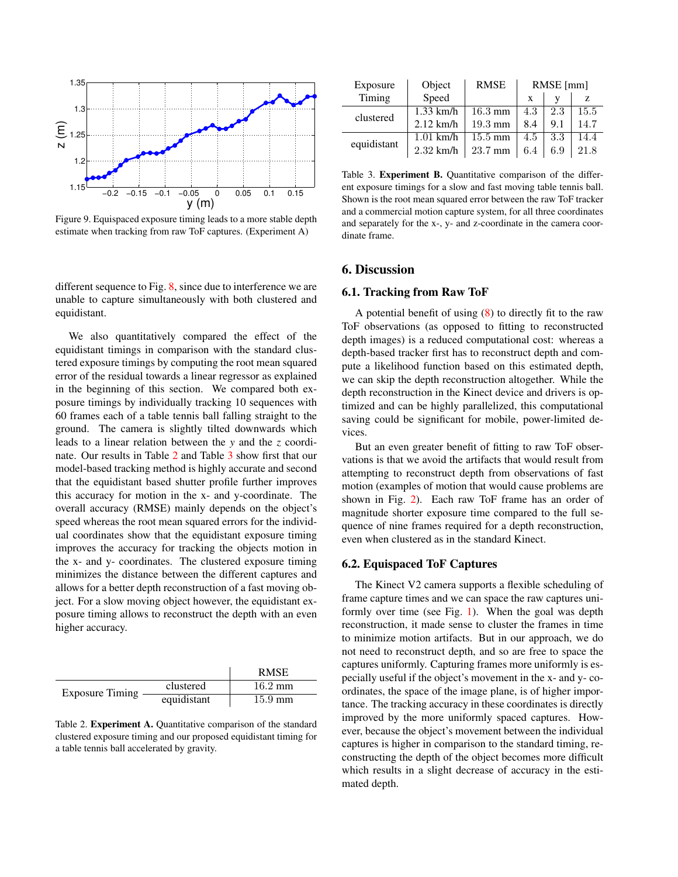Figure 9. Equispaced exposure timing leads to a more stable depth estimate when tracking from raw ToF captures. (Experiment A)

different sequence to Fig. 8, since due to interference we are unable to capture simultaneously with both clustered and equidistant.

We also quantitatively compared the effect of the equidistant timings in comparison with the standard clustered exposure timings by computing the root mean squared error of the residual towards a linear regressor as explained in the beginning of this section. We compared both exposure timings by individually tracking 10 sequences with 60 frames each of a table tennis ball falling straight to the ground. The camera is slightly tilted downwards which leads to a linear relation between the $y$ and the $z$ coordinate. Our results in Table 2 and Table 3 show first that our model-based tracking method is highly accurate and second that the equidistant based shutter profile further improves this accuracy for motion in the x- and y-coordinate. The overall accuracy (RMSE) mainly depends on the object's speed whereas the root mean squared errors for the individual coordinates show that the equidistant exposure timing improves the accuracy for tracking the objects motion in the x- and y- coordinates. The clustered exposure timing minimizes the distance between the different captures and allows for a better depth reconstruction of a fast moving object. For a slow moving object however, the equidistant exposure timing allows to reconstruct the depth with an even higher accuracy.

| | | RMSE |
|---|---|---|
| Exposure Timing | clustered | 16.2 mm |
| | equidistant | 15.9 mm |

Table 2. **Experiment A.** Quantitative comparison of the standard clustered exposure timing and our proposed equidistant timing for a table tennis ball accelerated by gravity.

| Exposure Timing | Object Speed | RMSE | RMSE [mm] | | |
|---|---|---|---|---|---|
| | | | x | y | z |
| clustered | 1.33 km/h | 16.3 mm | 4.3 | 2.3 | 15.5 |
| | 2.12 km/h | 19.3 mm | 8.4 | 9.1 | 14.7 |
| equidistant | 1.01 km/h | 15.5 mm | 4.5 | 3.3 | 14.4 |
| | 2.32 km/h | 23.7 mm | 6.4 | 6.9 | 21.8 |

Table 3. **Experiment B.** Quantitative comparison of the different exposure timings for a slow and fast moving table tennis ball. Shown is the root mean squared error between the raw ToF tracker and a commercial motion capture system, for all three coordinates and separately for the x-, y- and z-coordinate in the camera coordinate frame.

## 6. Discussion

### 6.1. Tracking from Raw ToF

A potential benefit of using (8) to directly fit to the raw ToF observations (as opposed to fitting to reconstructed depth images) is a reduced computational cost: whereas a depth-based tracker first has to reconstruct depth and compute a likelihood function based on this estimated depth, we can skip the depth reconstruction altogether. While the depth reconstruction in the Kinect device and drivers is optimized and can be highly parallelized, this computational saving could be significant for mobile, power-limited devices.

But an even greater benefit of fitting to raw ToF observations is that we avoid the artifacts that would result from attempting to reconstruct depth from observations of fast motion (examples of motion that would cause problems are shown in Fig. 2). Each raw ToF frame has an order of magnitude shorter exposure time compared to the full sequence of nine frames required for a depth reconstruction, even when clustered as in the standard Kinect.

### 6.2. Equispaced ToF Captures

The Kinect V2 camera supports a flexible scheduling of frame capture times and we can space the raw captures uniformly over time (see Fig. 1). When the goal was depth reconstruction, it made sense to cluster the frames in time to minimize motion artifacts. But in our approach, we do not need to reconstruct depth, and so are free to space the captures uniformly. Capturing frames more uniformly is especially useful if the object's movement in the x- and y- coordinates, the space of the image plane, is of higher importance. The tracking accuracy in these coordinates is directly improved by the more uniformly spaced captures. However, because the object's movement between the individual captures is higher in comparison to the standard timing, reconstructing the depth of the object becomes more difficult which results in a slight decrease of accuracy in the estimated depth.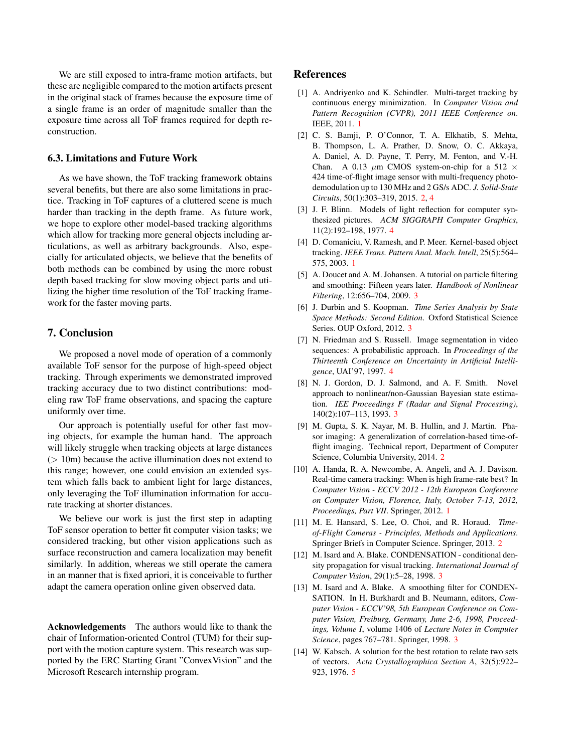We are still exposed to intra-frame motion artifacts, but these are negligible compared to the motion artifacts present in the original stack of frames because the exposure time of a single frame is an order of magnitude smaller than the exposure time across all ToF frames required for depth reconstruction.

### 6.3. Limitations and Future Work

As we have shown, the ToF tracking framework obtains several benefits, but there are also some limitations in practice. Tracking in ToF captures of a cluttered scene is much harder than tracking in the depth frame. As future work, we hope to explore other model-based tracking algorithms which allow for tracking more general objects including articulations, as well as arbitrary backgrounds. Also, especially for articulated objects, we believe that the benefits of both methods can be combined by using the more robust depth based tracking for slow moving object parts and utilizing the higher time resolution of the ToF tracking framework for the faster moving parts.

## 7. Conclusion

We proposed a novel mode of operation of a commonly available ToF sensor for the purpose of high-speed object tracking. Through experiments we demonstrated improved tracking accuracy due to two distinct contributions: modeling raw ToF frame observations, and spacing the capture uniformly over time.

Our approach is potentially useful for other fast moving objects, for example the human hand. The approach will likely struggle when tracking objects at large distances ($> 10$m) because the active illumination does not extend to this range; however, one could envision an extended system which falls back to ambient light for large distances, only leveraging the ToF illumination information for accurate tracking at shorter distances.

We believe our work is just the first step in adapting ToF sensor operation to better fit computer vision tasks; we considered tracking, but other vision applications such as surface reconstruction and camera localization may benefit similarly. In addition, whereas we still operate the camera in an manner that is fixed apriori, it is conceivable to further adapt the camera operation online given observed data.

**Acknowledgements** The authors would like to thank the chair of Information-oriented Control (TUM) for their support with the motion capture system. This research was supported by the ERC Starting Grant "ConvexVision" and the Microsoft Research internship program.

## References

[1] A. Andriyenko and K. Schindler. Multi-target tracking by continuous energy minimization. In *Computer Vision and Pattern Recognition (CVPR), 2011 IEEE Conference on*. IEEE, 2011. 1

[2] C. S. Bamji, P. O'Connor, T. A. Elkhatib, S. Mehta, B. Thompson, L. A. Prather, D. Snow, O. C. Akkaya, A. Daniel, A. D. Payne, T. Perry, M. Fenton, and V.-H. Chan. A 0.13 $\mu$m CMOS system-on-chip for a 512 $\times$ 424 time-of-flight image sensor with multi-frequency photo-demodulation up to 130 MHz and 2 GS/s ADC. *J. Solid-State Circuits*, 50(1):303–319, 2015. 2, 4

[3] J. F. Blinn. Models of light reflection for computer synthesized pictures. *ACM SIGGRAPH Computer Graphics*, 11(2):192–198, 1977. 4

[4] D. Comaniciu, V. Ramesh, and P. Meer. Kernel-based object tracking. *IEEE Trans. Pattern Anal. Mach. Intell*, 25(5):564–575, 2003. 1

[5] A. Doucet and A. M. Johansen. A tutorial on particle filtering and smoothing: Fifteen years later. *Handbook of Nonlinear Filtering*, 12:656–704, 2009. 3

[6] J. Durbin and S. Koopman. *Time Series Analysis by State Space Methods: Second Edition*. Oxford Statistical Science Series. OUP Oxford, 2012. 3

[7] N. Friedman and S. Russell. Image segmentation in video sequences: A probabilistic approach. In *Proceedings of the Thirteenth Conference on Uncertainty in Artificial Intelligence*, UAI'97, 1997. 4

[8] N. J. Gordon, D. J. Salmond, and A. F. Smith. Novel approach to nonlinear/non-Gaussian Bayesian state estimation. *IEE Proceedings F (Radar and Signal Processing)*, 140(2):107–113, 1993. 3

[9] M. Gupta, S. K. Nayar, M. B. Hullin, and J. Martin. Phasor imaging: A generalization of correlation-based time-of-flight imaging. Technical report, Department of Computer Science, Columbia University, 2014. 2

[10] A. Handa, R. A. Newcombe, A. Angeli, and A. J. Davison. Real-time camera tracking: When is high frame-rate best? In *Computer Vision - ECCV 2012 - 12th European Conference on Computer Vision, Florence, Italy, October 7-13, 2012, Proceedings, Part VII*. Springer, 2012. 1

[11] M. E. Hansard, S. Lee, O. Choi, and R. Horaud. *Time-of-Flight Cameras - Principles, Methods and Applications*. Springer Briefs in Computer Science. Springer, 2013. 2

[12] M. Isard and A. Blake. CONDENSATION - conditional density propagation for visual tracking. *International Journal of Computer Vision*, 29(1):5–28, 1998. 3

[13] M. Isard and A. Blake. A smoothing filter for CONDENSATION. In H. Burkhardt and B. Neumann, editors, *Computer Vision - ECCV'98, 5th European Conference on Computer Vision, Freiburg, Germany, June 2-6, 1998, Proceedings, Volume I*, volume 1406 of *Lecture Notes in Computer Science*, pages 767–781. Springer, 1998. 3

[14] W. Kabsch. A solution for the best rotation to relate two sets of vectors. *Acta Crystallographica Section A*, 32(5):922–923, 1976. 5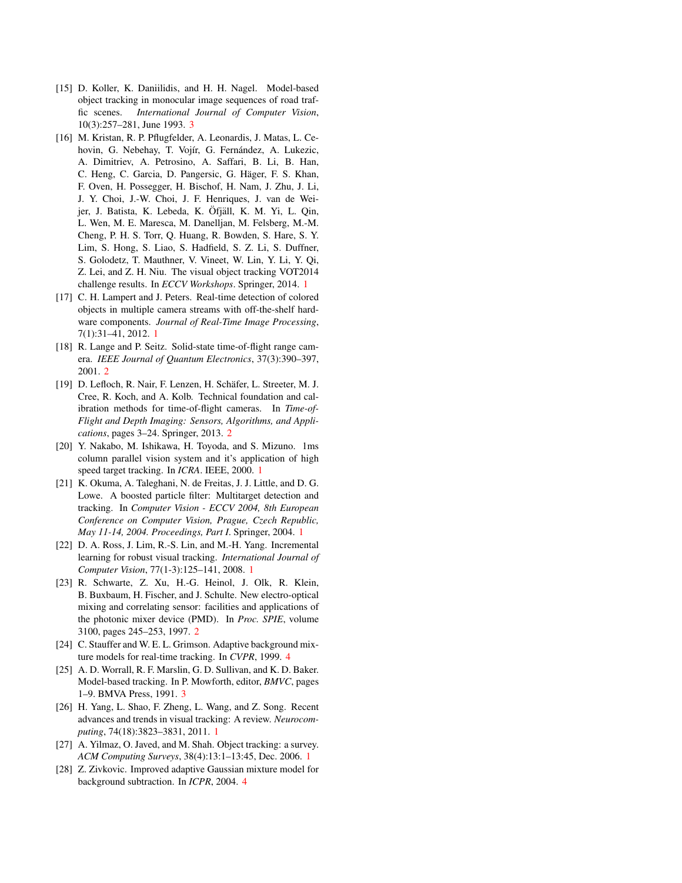[15] D. Koller, K. Daniilidis, and H. H. Nagel. Model-based object tracking in monocular image sequences of road traffic scenes. *International Journal of Computer Vision*, 10(3):257–281, June 1993. 3

[16] M. Kristan, R. P. Pflugfelder, A. Leonardis, J. Matas, L. Cehovin, G. Nebehay, T. Vojír, G. Fernández, A. Lukezic, A. Dimitriev, A. Petrosino, A. Saffari, B. Li, B. Han, C. Heng, C. Garcia, D. Pangersic, G. Häger, F. S. Khan, F. Oven, H. Possegger, H. Bischof, H. Nam, J. Zhu, J. Li, J. Y. Choi, J.-W. Choi, J. F. Henriques, J. van de Weijer, J. Batista, K. Lebeda, K. Öfjäll, K. M. Yi, L. Qin, L. Wen, M. E. Maresca, M. Danelljan, M. Felsberg, M.-M. Cheng, P. H. S. Torr, Q. Huang, R. Bowden, S. Hare, S. Y. Lim, S. Hong, S. Liao, S. Hadfield, S. Z. Li, S. Duffner, S. Golodetz, T. Mauthner, V. Vineet, W. Lin, Y. Li, Y. Qi, Z. Lei, and Z. H. Niu. The visual object tracking VOT2014 challenge results. In *ECCV Workshops*. Springer, 2014. 1

[17] C. H. Lampert and J. Peters. Real-time detection of colored objects in multiple camera streams with off-the-shelf hardware components. *Journal of Real-Time Image Processing*, 7(1):31–41, 2012. 1

[18] R. Lange and P. Seitz. Solid-state time-of-flight range camera. *IEEE Journal of Quantum Electronics*, 37(3):390–397, 2001. 2

[19] D. Lefloch, R. Nair, F. Lenzen, H. Schäfer, L. Streeter, M. J. Cree, R. Koch, and A. Kolb. Technical foundation and calibration methods for time-of-flight cameras. In *Time-of-Flight and Depth Imaging: Sensors, Algorithms, and Applications*, pages 3–24. Springer, 2013. 2

[20] Y. Nakabo, M. Ishikawa, H. Toyoda, and S. Mizuno. 1ms column parallel vision system and it's application of high speed target tracking. In *ICRA*. IEEE, 2000. 1

[21] K. Okuma, A. Taleghani, N. de Freitas, J. J. Little, and D. G. Lowe. A boosted particle filter: Multitarget detection and tracking. In *Computer Vision - ECCV 2004, 8th European Conference on Computer Vision, Prague, Czech Republic, May 11-14, 2004. Proceedings, Part I*. Springer, 2004. 1

[22] D. A. Ross, J. Lim, R.-S. Lin, and M.-H. Yang. Incremental learning for robust visual tracking. *International Journal of Computer Vision*, 77(1-3):125–141, 2008. 1

[23] R. Schwarte, Z. Xu, H.-G. Heinol, J. Olk, R. Klein, B. Buxbaum, H. Fischer, and J. Schulte. New electro-optical mixing and correlating sensor: facilities and applications of the photonic mixer device (PMD). In *Proc. SPIE*, volume 3100, pages 245–253, 1997. 2

[24] C. Stauffer and W. E. L. Grimson. Adaptive background mixture models for real-time tracking. In *CVPR*, 1999. 4

[25] A. D. Worrall, R. F. Marslin, G. D. Sullivan, and K. D. Baker. Model-based tracking. In P. Mowforth, editor, *BMVC*, pages 1–9. BMVA Press, 1991. 3

[26] H. Yang, L. Shao, F. Zheng, L. Wang, and Z. Song. Recent advances and trends in visual tracking: A review. *Neurocomputing*, 74(18):3823–3831, 2011. 1

[27] A. Yilmaz, O. Javed, and M. Shah. Object tracking: a survey. *ACM Computing Surveys*, 38(4):13:1–13:45, Dec. 2006. 1

[28] Z. Zivkovic. Improved adaptive Gaussian mixture model for background subtraction. In *ICPR*, 2004. 4